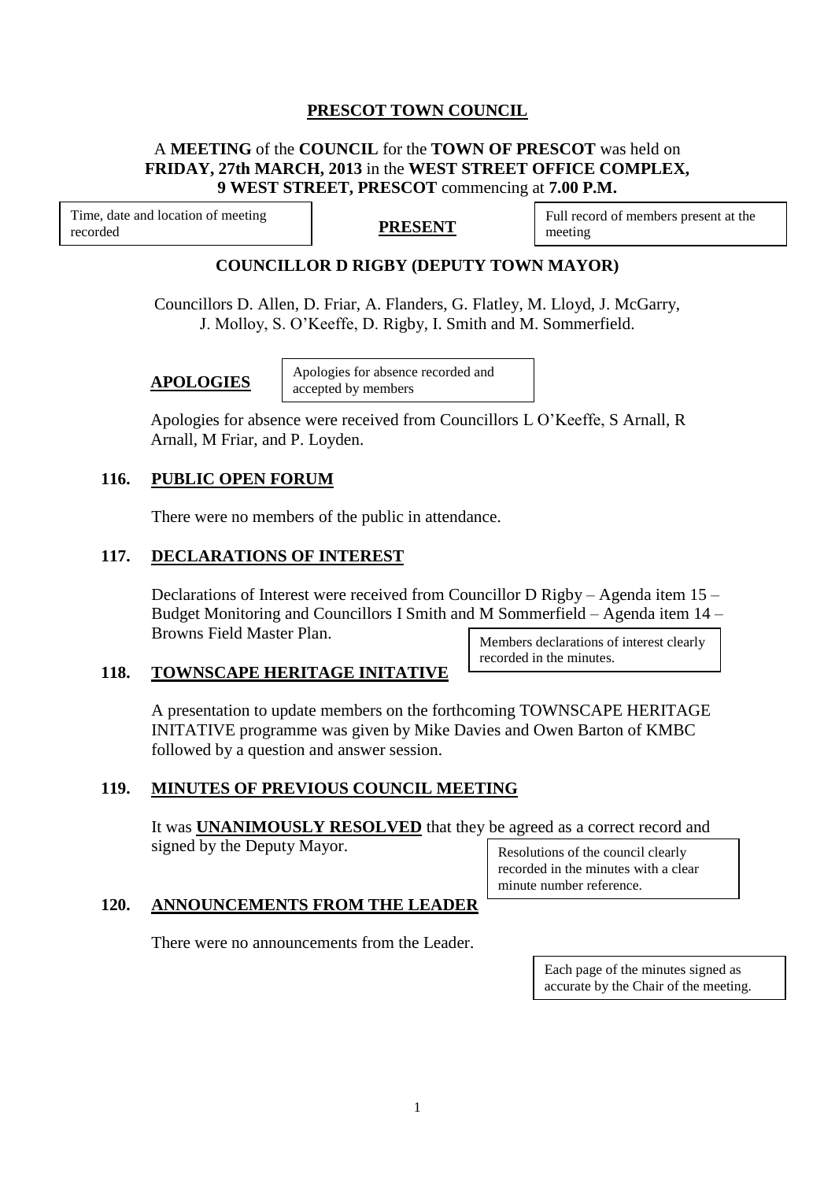# PRESCOT TOWN COUNCIL

A **MEETING** of the **COUNCIL** for the **TOWN OF PRESCOT** was held on **FRIDAY, 27th MARCH, 2013** in the **WEST STREET OFFICE COMPLEX, 9 WEST STREET, PRESCOT** commencing at **7.00 P.M.**

Time, date and location of meeting recorded

## PRESENT

Full record of members present at the meeting

**COUNCILLOR D RIGBY (DEPUTY TOWN MAYOR)**

Councillors D. Allen, D. Friar, A. Flanders, G. Flatley, M. Lloyd, J. McGarry, J. Molloy, S. O'Keeffe, D. Rigby, I. Smith and M. Sommerfield.

## APOLOGIES

Apologies for absence recorded and accepted by members

Apologies for absence were received from Councillors L O'Keeffe, S Arnall, R Arnall, M Friar, and P. Loyden.

## 116. PUBLIC OPEN FORUM

There were no members of the public in attendance.

## 117. DECLARATIONS OF INTEREST

Declarations of Interest were received from Councillor D Rigby – Agenda item 15 – Budget Monitoring and Councillors I Smith and M Sommerfield – Agenda item 14 – Browns Field Master Plan.

Members declarations of interest clearly recorded in the minutes.

## 118. TOWNSCAPE HERITAGE INITATIVE

A presentation to update members on the forthcoming TOWNSCAPE HERITAGE INITATIVE programme was given by Mike Davies and Owen Barton of KMBC followed by a question and answer session.

## 119. MINUTES OF PREVIOUS COUNCIL MEETING

It was **UNANIMOUSLY RESOLVED** that they be agreed as a correct record and signed by the Deputy Mayor.

Resolutions of the council clearly recorded in the minutes with a clear minute number reference.

## 120. ANNOUNCEMENTS FROM THE LEADER

There were no announcements from the Leader.

Each page of the minutes signed as accurate by the Chair of the meeting.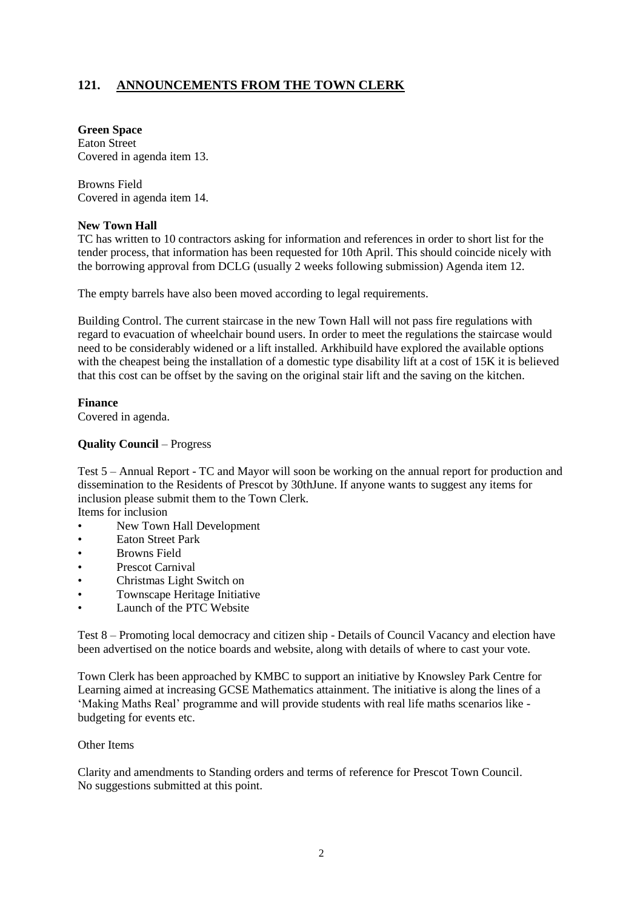## 121. ANNOUNCEMENTS FROM THE TOWN CLERK

**Green Space**
Eaton Street
Covered in agenda item 13.

Browns Field
Covered in agenda item 14.

**New Town Hall**
TC has written to 10 contractors asking for information and references in order to short list for the tender process, that information has been requested for 10th April. This should coincide nicely with the borrowing approval from DCLG (usually 2 weeks following submission) Agenda item 12.

The empty barrels have also been moved according to legal requirements.

Building Control. The current staircase in the new Town Hall will not pass fire regulations with regard to evacuation of wheelchair bound users. In order to meet the regulations the staircase would need to be considerably widened or a lift installed. Arkhibuild have explored the available options with the cheapest being the installation of a domestic type disability lift at a cost of 15K it is believed that this cost can be offset by the saving on the original stair lift and the saving on the kitchen.

**Finance**
Covered in agenda.

**Quality Council** – Progress

Test 5 – Annual Report - TC and Mayor will soon be working on the annual report for production and dissemination to the Residents of Prescot by 30thJune. If anyone wants to suggest any items for inclusion please submit them to the Town Clerk.
Items for inclusion

- New Town Hall Development
- Eaton Street Park
- Browns Field
- Prescot Carnival
- Christmas Light Switch on
- Townscape Heritage Initiative
- Launch of the PTC Website

Test 8 – Promoting local democracy and citizen ship - Details of Council Vacancy and election have been advertised on the notice boards and website, along with details of where to cast your vote.

Town Clerk has been approached by KMBC to support an initiative by Knowsley Park Centre for Learning aimed at increasing GCSE Mathematics attainment. The initiative is along the lines of a 'Making Maths Real' programme and will provide students with real life maths scenarios like - budgeting for events etc.

Other Items

Clarity and amendments to Standing orders and terms of reference for Prescot Town Council.
No suggestions submitted at this point.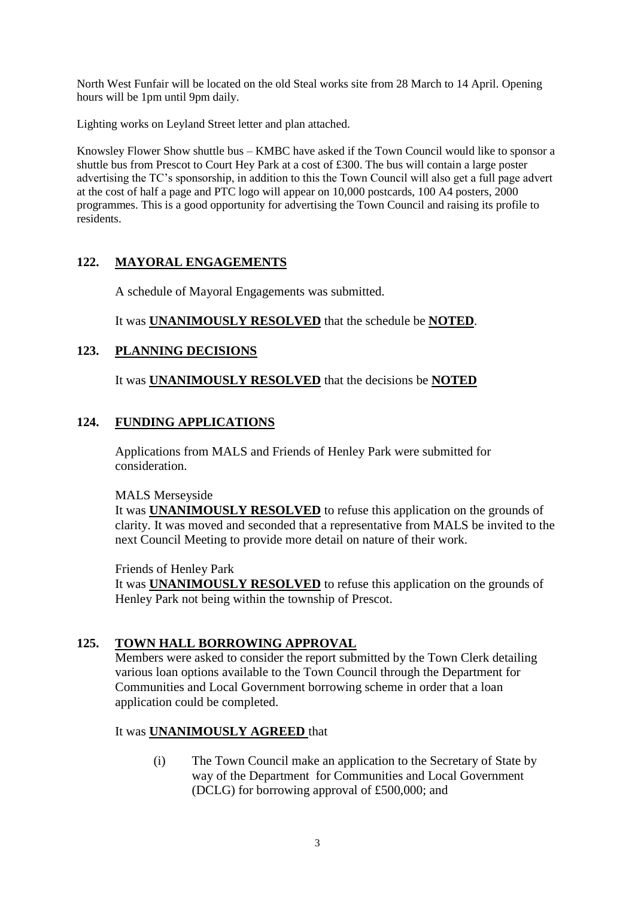North West Funfair will be located on the old Steal works site from 28 March to 14 April. Opening hours will be 1pm until 9pm daily.

Lighting works on Leyland Street letter and plan attached.

Knowsley Flower Show shuttle bus – KMBC have asked if the Town Council would like to sponsor a shuttle bus from Prescot to Court Hey Park at a cost of £300. The bus will contain a large poster advertising the TC's sponsorship, in addition to this the Town Council will also get a full page advert at the cost of half a page and PTC logo will appear on 10,000 postcards, 100 A4 posters, 2000 programmes. This is a good opportunity for advertising the Town Council and raising its profile to residents.

## 122. MAYORAL ENGAGEMENTS

A schedule of Mayoral Engagements was submitted.

It was **UNANIMOUSLY RESOLVED** that the schedule be **NOTED**.

## 123. PLANNING DECISIONS

It was **UNANIMOUSLY RESOLVED** that the decisions be **NOTED**

## 124. FUNDING APPLICATIONS

Applications from MALS and Friends of Henley Park were submitted for consideration.

MALS Merseyside
It was **UNANIMOUSLY RESOLVED** to refuse this application on the grounds of clarity. It was moved and seconded that a representative from MALS be invited to the next Council Meeting to provide more detail on nature of their work.

Friends of Henley Park
It was **UNANIMOUSLY RESOLVED** to refuse this application on the grounds of Henley Park not being within the township of Prescot.

## 125. TOWN HALL BORROWING APPROVAL

Members were asked to consider the report submitted by the Town Clerk detailing various loan options available to the Town Council through the Department for Communities and Local Government borrowing scheme in order that a loan application could be completed.

It was **UNANIMOUSLY AGREED** that

(i) The Town Council make an application to the Secretary of State by way of the Department for Communities and Local Government (DCLG) for borrowing approval of £500,000; and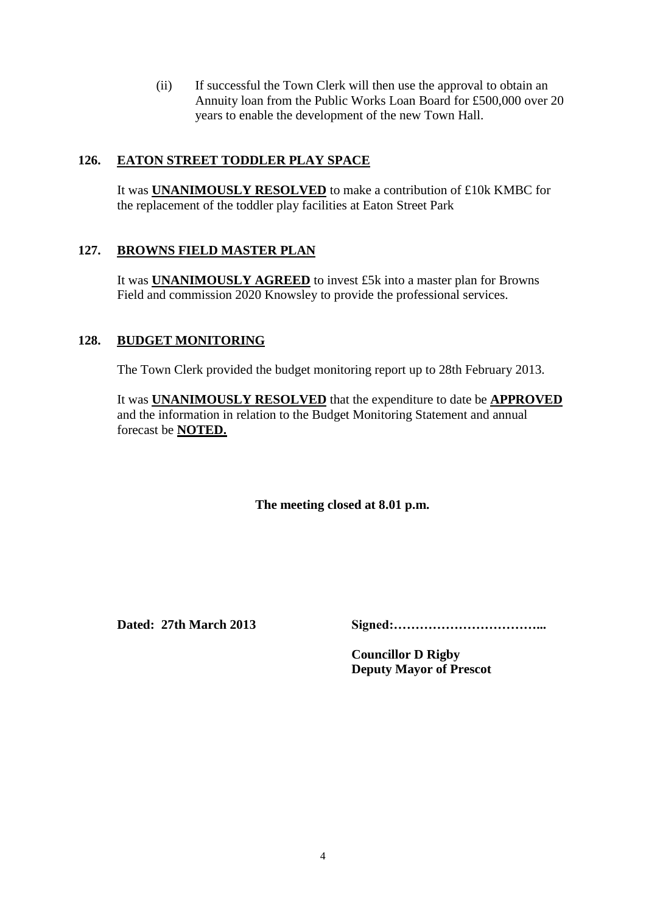(ii) If successful the Town Clerk will then use the approval to obtain an Annuity loan from the Public Works Loan Board for £500,000 over 20 years to enable the development of the new Town Hall.

**126. EATON STREET TODDLER PLAY SPACE**

It was **UNANIMOUSLY RESOLVED** to make a contribution of £10k KMBC for the replacement of the toddler play facilities at Eaton Street Park

**127. BROWNS FIELD MASTER PLAN**

It was **UNANIMOUSLY AGREED** to invest £5k into a master plan for Browns Field and commission 2020 Knowsley to provide the professional services.

**128. BUDGET MONITORING**

The Town Clerk provided the budget monitoring report up to 28th February 2013.

It was **UNANIMOUSLY RESOLVED** that the expenditure to date be **APPROVED** and the information in relation to the Budget Monitoring Statement and annual forecast be **NOTED.**

**The meeting closed at 8.01 p.m.**

**Dated: 27th March 2013** **Signed:……………………………...**

**Councillor D Rigby**
**Deputy Mayor of Prescot**